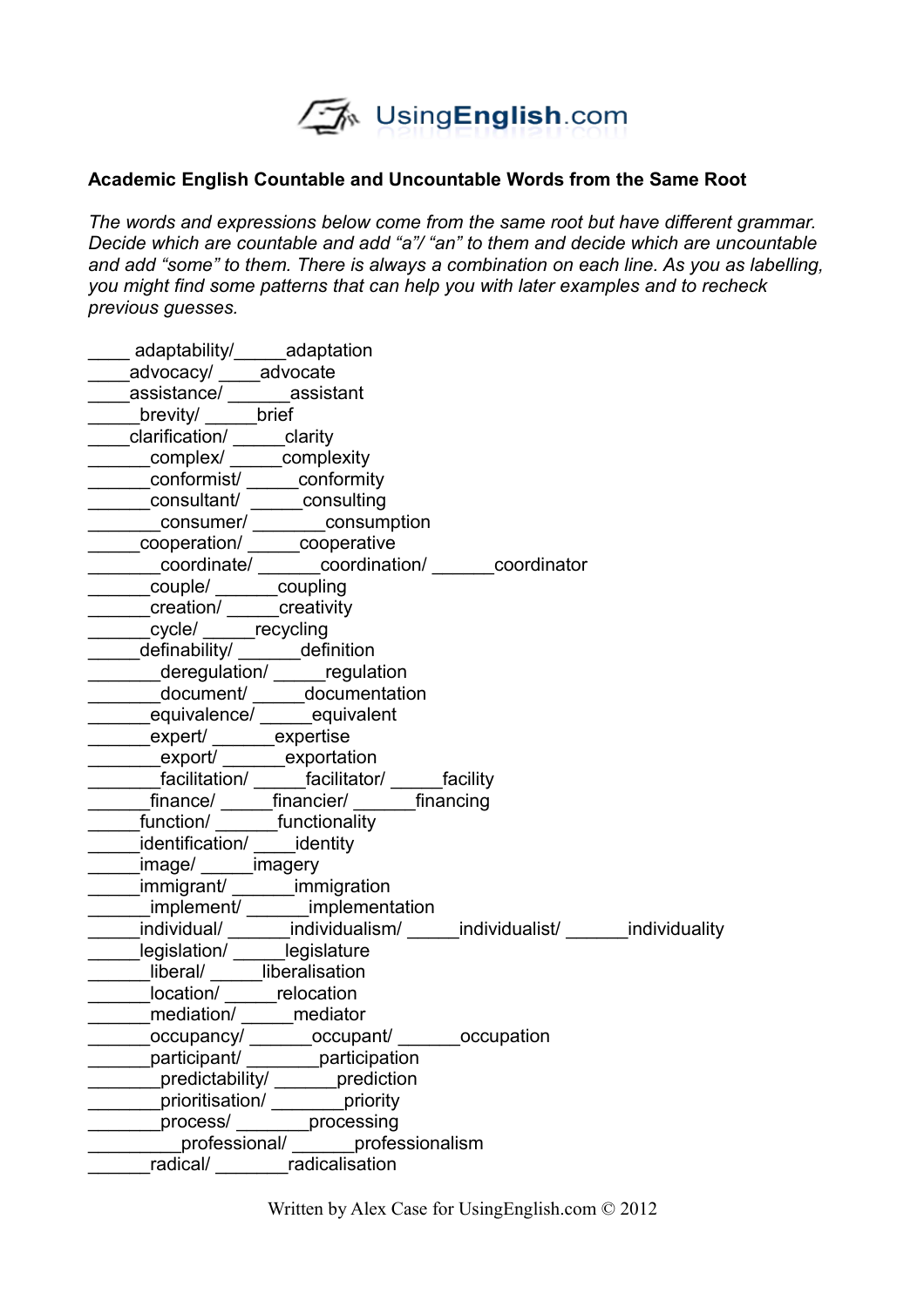UsingEnglish.com

**Academic English Countable and Uncountable Words from the Same Root**

*The words and expressions below come from the same root but have different grammar. Decide which are countable and add "a"/ "an" to them and decide which are uncountable and add "some" to them. There is always a combination on each line. As you as labelling, you might find some patterns that can help you with later examples and to recheck previous guesses.*

____ adaptability/_____adaptation
____advocacy/ ____advocate
____assistance/ ______assistant
_____brevity/ _____brief
____clarification/ _____clarity
______complex/ _____complexity
______conformist/ _____conformity
______consultant/ _____consulting
_______consumer/ _______consumption
_____cooperation/ _____cooperative
_______coordinate/ ______coordination/ ______coordinator
______couple/ ______coupling
______creation/ _____creativity
______cycle/ _____recycling
_____definability/ ______definition
_______deregulation/ _____regulation
_______document/ _____documentation
______equivalence/ _____equivalent
______expert/ ______expertise
_______export/ ______exportation
_______facilitation/ _____facilitator/ _____facility
______finance/ _____financier/ ______financing
_____function/ ______functionality
_____identification/ ____identity
_____image/ _____imagery
_____immigrant/ ______immigration
______implement/ ______implementation
_____individual/ ______individualism/ _____individualist/ ______individuality
_____legislation/ _____legislature
______liberal/ _____liberalisation
______location/ _____relocation
______mediation/ _____mediator
______occupancy/ ______occupant/ ______occupation
______participant/ _______participation
_______predictability/ ______prediction
_______prioritisation/ _______priority
_______process/ _______processing
_________professional/ ______professionalism
______radical/ _______radicalisation

Written by Alex Case for UsingEnglish.com © 2012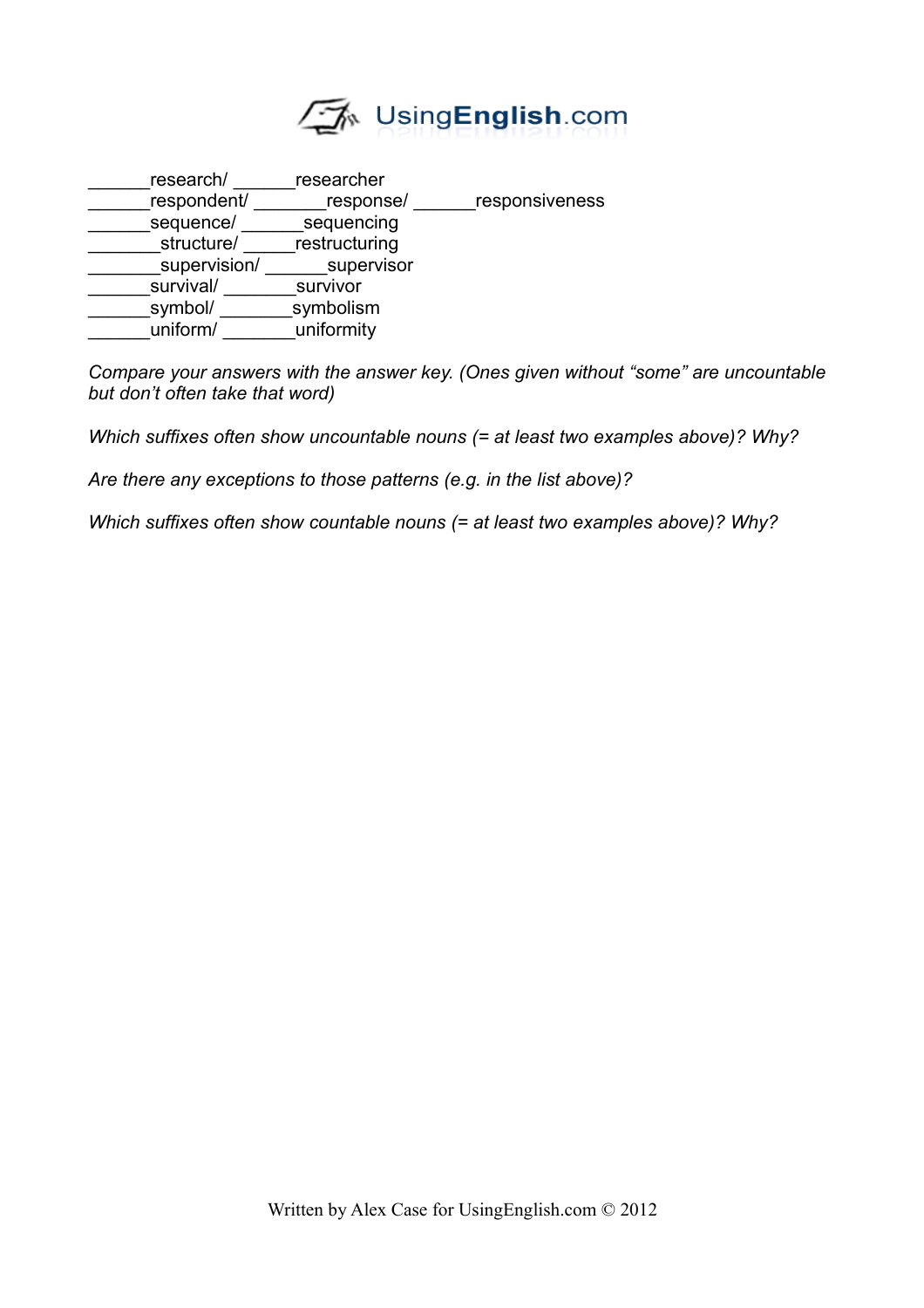______research/ ______researcher
______respondent/ _______response/ ______responsiveness
______sequence/ ______sequencing
_______structure/ _____restructuring
_______supervision/ ______supervisor
______survival/ _______survivor
______symbol/ _______symbolism
______uniform/ _______uniformity

*Compare your answers with the answer key. (Ones given without "some" are uncountable but don't often take that word)*

*Which suffixes often show uncountable nouns (= at least two examples above)? Why?*

*Are there any exceptions to those patterns (e.g. in the list above)?*

*Which suffixes often show countable nouns (= at least two examples above)? Why?*

Written by Alex Case for UsingEnglish.com © 2012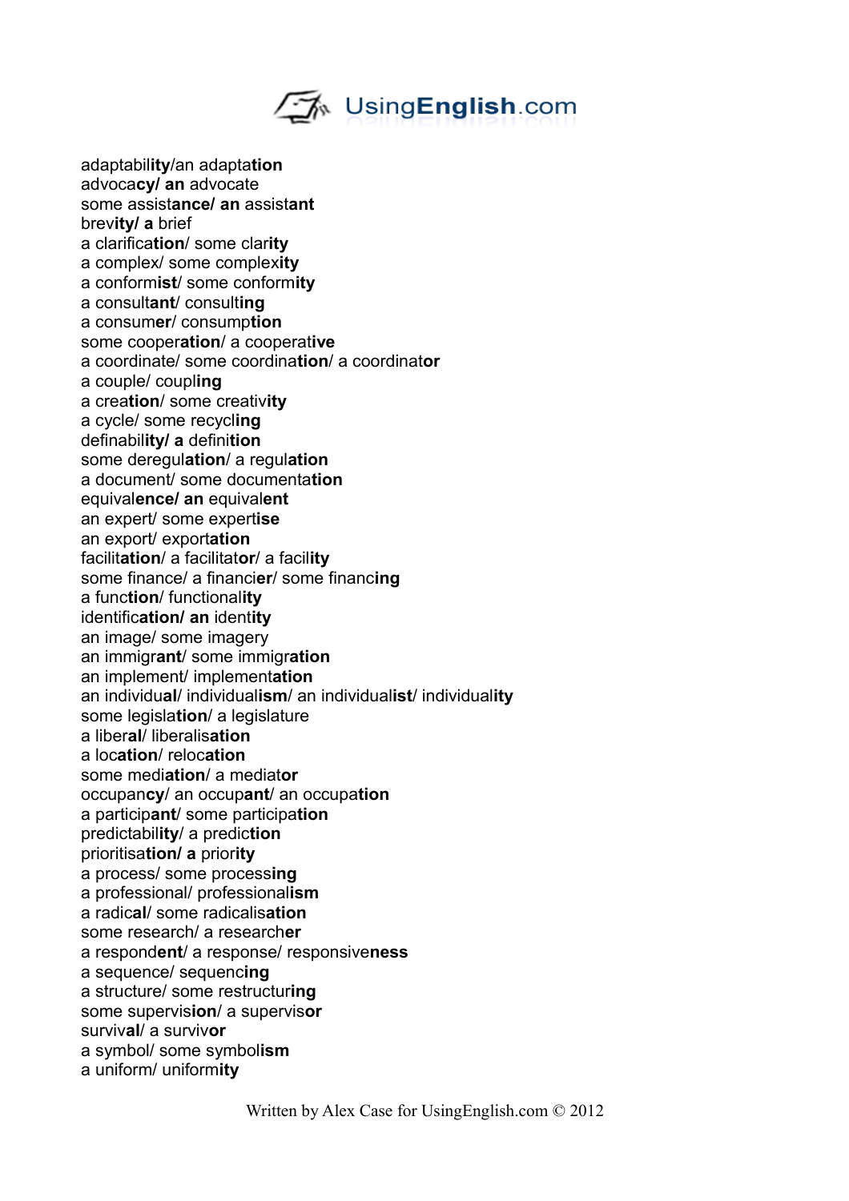adaptabil**ity**/an adapta**tion**
advoca**cy/ an** advocate
some assist**ance/ an** assist**ant**
brev**ity/ a** brief
a clarifica**tion**/ some clar**ity**
a complex/ some complex**ity**
a conform**ist**/ some conform**ity**
a consult**ant**/ consult**ing**
a consum**er**/ consump**tion**
some cooper**ation**/ a cooperat**ive**
a coordinate/ some coordina**tion**/ a coordinat**or**
a couple/ coupl**ing**
a crea**tion**/ some creativ**ity**
a cycle/ some recycl**ing**
definabil**ity/ a** defini**tion**
some deregul**ation**/ a regul**ation**
a document/ some documenta**tion**
equival**ence/ an** equival**ent**
an expert/ some expert**ise**
an export/ export**ation**
facilit**ation**/ a facilitat**or**/ a facil**ity**
some finance/ a financi**er**/ some financ**ing**
a func**tion**/ functional**ity**
identific**ation/ an** ident**ity**
an image/ some imagery
an immigr**ant**/ some immigr**ation**
an implement/ implement**ation**
an individu**al**/ individual**ism**/ an individual**ist**/ individual**ity**
some legisla**tion**/ a legislature
a liber**al**/ liberalis**ation**
a loc**ation**/ reloc**ation**
some medi**ation**/ a mediat**or**
occupan**cy**/ an occup**ant**/ an occupa**tion**
a particip**ant**/ some participa**tion**
predictabil**ity**/ a predic**tion**
prioritisa**tion/ a** prior**ity**
a process/ some process**ing**
a professional/ professional**ism**
a radic**al**/ some radicalis**ation**
some research/ a research**er**
a respond**ent**/ a response/ responsive**ness**
a sequence/ sequenc**ing**
a structure/ some restructur**ing**
some supervis**ion**/ a supervis**or**
surviv**al**/ a surviv**or**
a symbol/ some symbol**ism**
a uniform/ uniform**ity**

Written by Alex Case for UsingEnglish.com © 2012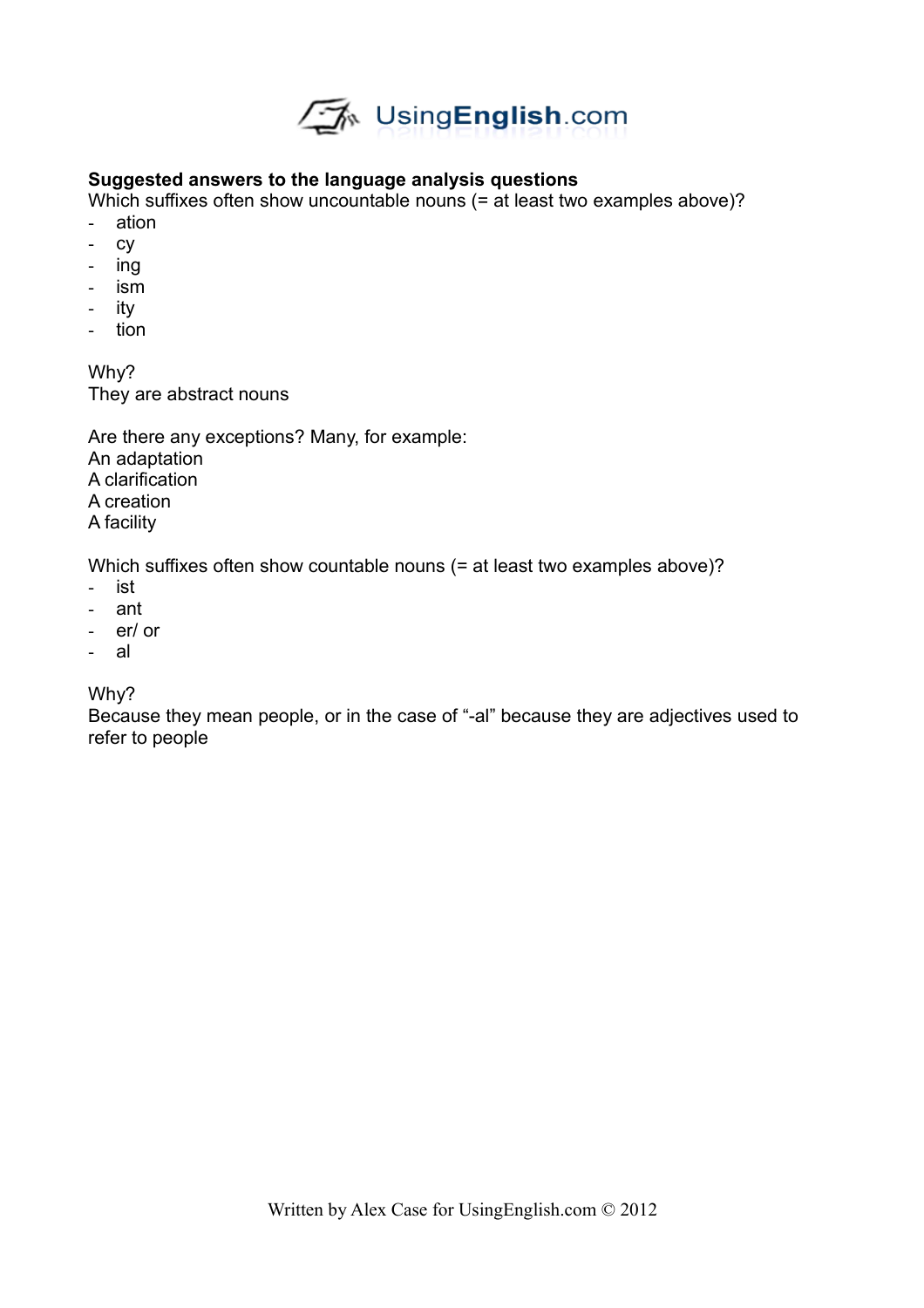**Suggested answers to the language analysis questions**

Which suffixes often show uncountable nouns (= at least two examples above)?

- ation
- cy
- ing
- ism
- ity
- tion

Why?

They are abstract nouns

Are there any exceptions? Many, for example:

An adaptation
A clarification
A creation
A facility

Which suffixes often show countable nouns (= at least two examples above)?

- ist
- ant
- er/ or
- al

Why?

Because they mean people, or in the case of "-al" because they are adjectives used to refer to people

Written by Alex Case for UsingEnglish.com © 2012